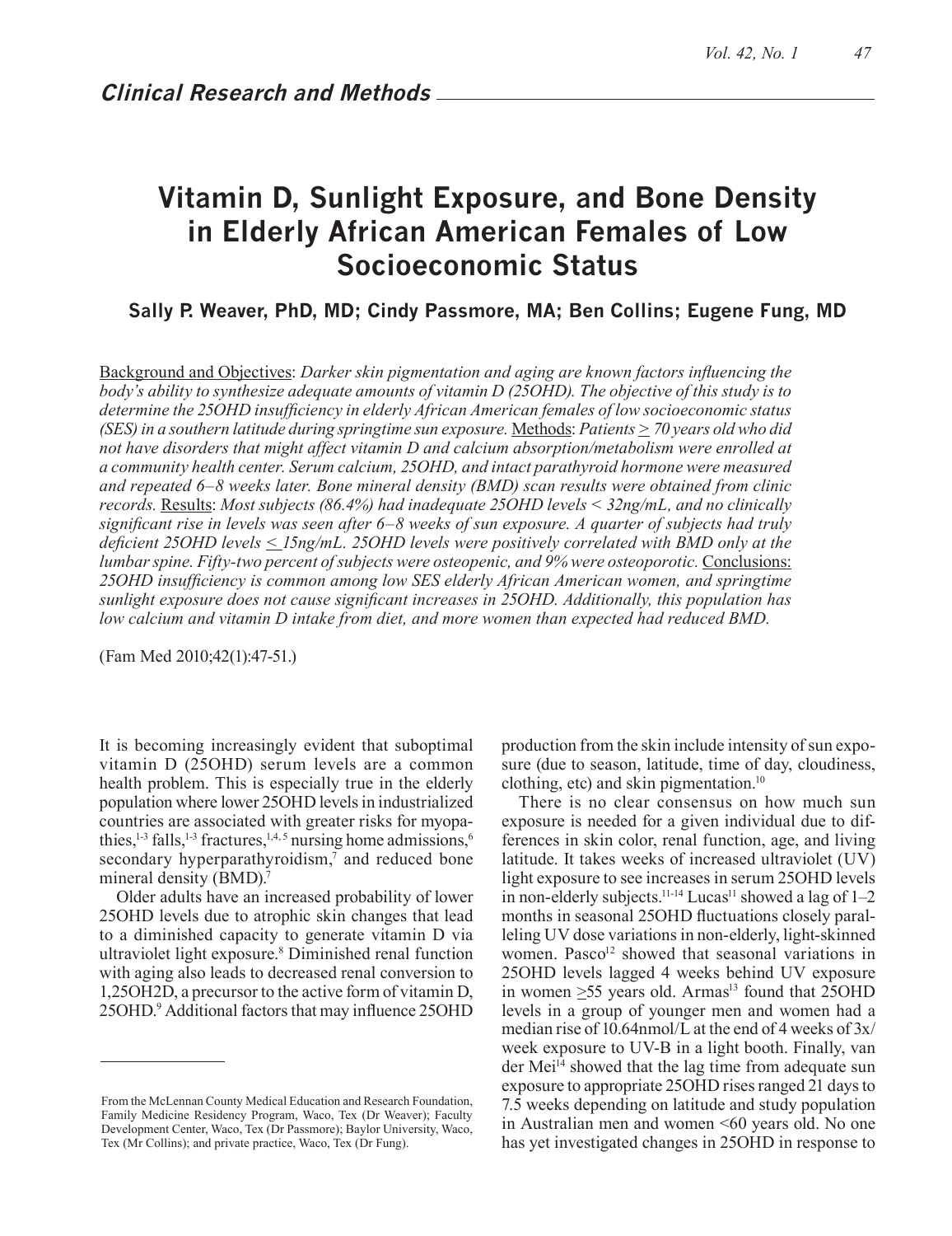## Clinical Research and Methods

# Vitamin D, Sunlight Exposure, and Bone Density in Elderly African American Females of Low Socioeconomic Status

**Sally P. Weaver, PhD, MD; Cindy Passmore, MA; Ben Collins; Eugene Fung, MD**

Background and Objectives: *Darker skin pigmentation and aging are known factors influencing the body's ability to synthesize adequate amounts of vitamin D (25OHD). The objective of this study is to determine the 25OHD insufficiency in elderly African American females of low socioeconomic status (SES) in a southern latitude during springtime sun exposure.* Methods: *Patients ≥ 70 years old who did not have disorders that might affect vitamin D and calcium absorption/metabolism were enrolled at a community health center. Serum calcium, 25OHD, and intact parathyroid hormone were measured and repeated 6–8 weeks later. Bone mineral density (BMD) scan results were obtained from clinic records.* Results: *Most subjects (86.4%) had inadequate 25OHD levels < 32ng/mL, and no clinically significant rise in levels was seen after 6–8 weeks of sun exposure. A quarter of subjects had truly deficient 25OHD levels ≤ 15ng/mL. 25OHD levels were positively correlated with BMD only at the lumbar spine. Fifty-two percent of subjects were osteopenic, and 9% were osteoporotic.* Conclusions: *25OHD insufficiency is common among low SES elderly African American women, and springtime sunlight exposure does not cause significant increases in 25OHD. Additionally, this population has low calcium and vitamin D intake from diet, and more women than expected had reduced BMD.*

(Fam Med 2010;42(1):47-51.)

It is becoming increasingly evident that suboptimal vitamin D (25OHD) serum levels are a common health problem. This is especially true in the elderly population where lower 25OHD levels in industrialized countries are associated with greater risks for myopathies,[1-3] falls,[1-3] fractures,[1,4,5] nursing home admissions,[6] secondary hyperparathyroidism,[7] and reduced bone mineral density (BMD).[7]

Older adults have an increased probability of lower 25OHD levels due to atrophic skin changes that lead to a diminished capacity to generate vitamin D via ultraviolet light exposure.[8] Diminished renal function with aging also leads to decreased renal conversion to 1,25OH2D, a precursor to the active form of vitamin D, 25OHD.[9] Additional factors that may influence 25OHD production from the skin include intensity of sun exposure (due to season, latitude, time of day, cloudiness, clothing, etc) and skin pigmentation.[10]

There is no clear consensus on how much sun exposure is needed for a given individual due to differences in skin color, renal function, age, and living latitude. It takes weeks of increased ultraviolet (UV) light exposure to see increases in serum 25OHD levels in non-elderly subjects.[11-14] Lucas[11] showed a lag of 1–2 months in seasonal 25OHD fluctuations closely paralleling UV dose variations in non-elderly, light-skinned women. Pasco[12] showed that seasonal variations in 25OHD levels lagged 4 weeks behind UV exposure in women ≥55 years old. Armas[13] found that 25OHD levels in a group of younger men and women had a median rise of 10.64nmol/L at the end of 4 weeks of 3x/week exposure to UV-B in a light booth. Finally, van der Mei[14] showed that the lag time from adequate sun exposure to appropriate 25OHD rises ranged 21 days to 7.5 weeks depending on latitude and study population in Australian men and women <60 years old. No one has yet investigated changes in 25OHD in response to

From the McLennan County Medical Education and Research Foundation, Family Medicine Residency Program, Waco, Tex (Dr Weaver); Faculty Development Center, Waco, Tex (Dr Passmore); Baylor University, Waco, Tex (Mr Collins); and private practice, Waco, Tex (Dr Fung).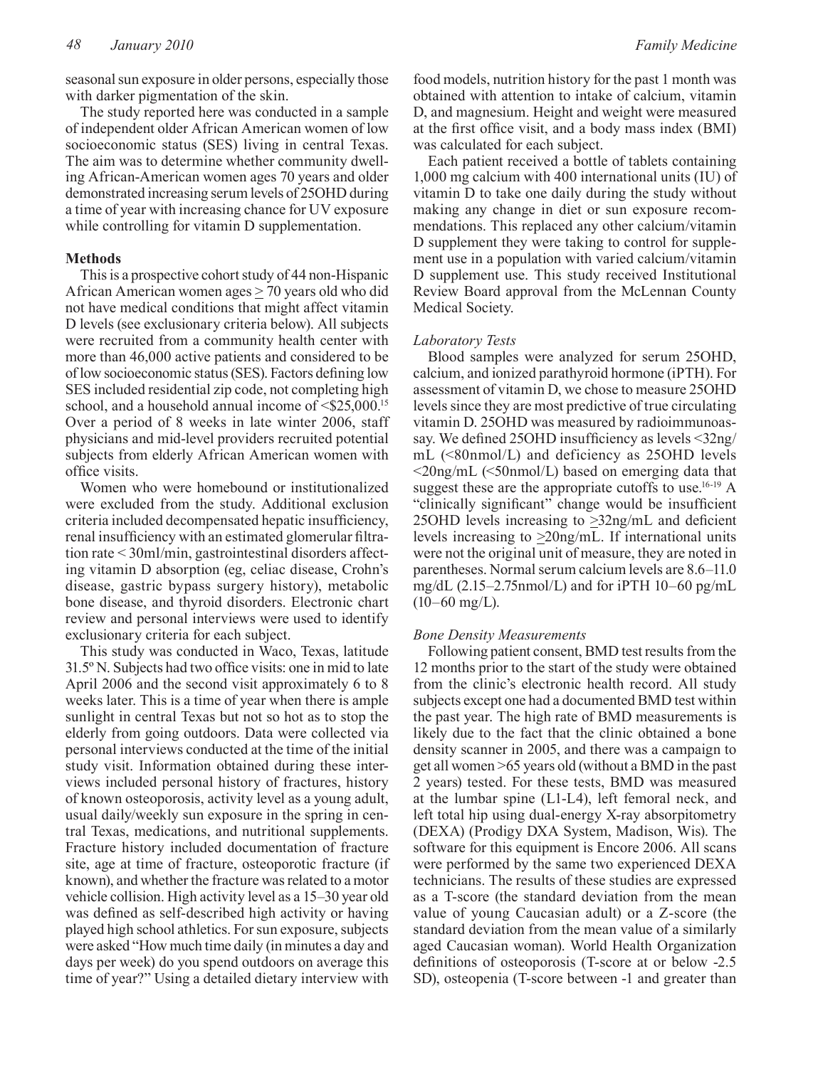seasonal sun exposure in older persons, especially those with darker pigmentation of the skin.

The study reported here was conducted in a sample of independent older African American women of low socioeconomic status (SES) living in central Texas. The aim was to determine whether community dwelling African-American women ages 70 years and older demonstrated increasing serum levels of 25OHD during a time of year with increasing chance for UV exposure while controlling for vitamin D supplementation.

## Methods

This is a prospective cohort study of 44 non-Hispanic African American women ages $\geq$ 70 years old who did not have medical conditions that might affect vitamin D levels (see exclusionary criteria below). All subjects were recruited from a community health center with more than 46,000 active patients and considered to be of low socioeconomic status (SES). Factors defining low SES included residential zip code, not completing high school, and a household annual income of <$25,000.[15] Over a period of 8 weeks in late winter 2006, staff physicians and mid-level providers recruited potential subjects from elderly African American women with office visits.

Women who were homebound or institutionalized were excluded from the study. Additional exclusion criteria included decompensated hepatic insufficiency, renal insufficiency with an estimated glomerular filtration rate < 30ml/min, gastrointestinal disorders affecting vitamin D absorption (eg, celiac disease, Crohn's disease, gastric bypass surgery history), metabolic bone disease, and thyroid disorders. Electronic chart review and personal interviews were used to identify exclusionary criteria for each subject.

This study was conducted in Waco, Texas, latitude 31.5º N. Subjects had two office visits: one in mid to late April 2006 and the second visit approximately 6 to 8 weeks later. This is a time of year when there is ample sunlight in central Texas but not so hot as to stop the elderly from going outdoors. Data were collected via personal interviews conducted at the time of the initial study visit. Information obtained during these interviews included personal history of fractures, history of known osteoporosis, activity level as a young adult, usual daily/weekly sun exposure in the spring in central Texas, medications, and nutritional supplements. Fracture history included documentation of fracture site, age at time of fracture, osteoporotic fracture (if known), and whether the fracture was related to a motor vehicle collision. High activity level as a 15–30 year old was defined as self-described high activity or having played high school athletics. For sun exposure, subjects were asked "How much time daily (in minutes a day and days per week) do you spend outdoors on average this time of year?" Using a detailed dietary interview with food models, nutrition history for the past 1 month was obtained with attention to intake of calcium, vitamin D, and magnesium. Height and weight were measured at the first office visit, and a body mass index (BMI) was calculated for each subject.

Each patient received a bottle of tablets containing 1,000 mg calcium with 400 international units (IU) of vitamin D to take one daily during the study without making any change in diet or sun exposure recommendations. This replaced any other calcium/vitamin D supplement they were taking to control for supplement use in a population with varied calcium/vitamin D supplement use. This study received Institutional Review Board approval from the McLennan County Medical Society.

### *Laboratory Tests*

Blood samples were analyzed for serum 25OHD, calcium, and ionized parathyroid hormone (iPTH). For assessment of vitamin D, we chose to measure 25OHD levels since they are most predictive of true circulating vitamin D. 25OHD was measured by radioimmunoassay. We defined 25OHD insufficiency as levels <32ng/mL (<80nmol/L) and deficiency as 25OHD levels <20ng/mL (<50nmol/L) based on emerging data that suggest these are the appropriate cutoffs to use.[16-19] A "clinically significant" change would be insufficient 25OHD levels increasing to $\geq$32ng/mL and deficient levels increasing to $\geq$20ng/mL. If international units were not the original unit of measure, they are noted in parentheses. Normal serum calcium levels are 8.6–11.0 mg/dL (2.15–2.75nmol/L) and for iPTH 10–60 pg/mL (10–60 mg/L).

### *Bone Density Measurements*

Following patient consent, BMD test results from the 12 months prior to the start of the study were obtained from the clinic's electronic health record. All study subjects except one had a documented BMD test within the past year. The high rate of BMD measurements is likely due to the fact that the clinic obtained a bone density scanner in 2005, and there was a campaign to get all women >65 years old (without a BMD in the past 2 years) tested. For these tests, BMD was measured at the lumbar spine (L1-L4), left femoral neck, and left total hip using dual-energy X-ray absorpitometry (DEXA) (Prodigy DXA System, Madison, Wis). The software for this equipment is Encore 2006. All scans were performed by the same two experienced DEXA technicians. The results of these studies are expressed as a T-score (the standard deviation from the mean value of young Caucasian adult) or a Z-score (the standard deviation from the mean value of a similarly aged Caucasian woman). World Health Organization definitions of osteoporosis (T-score at or below -2.5 SD), osteopenia (T-score between -1 and greater than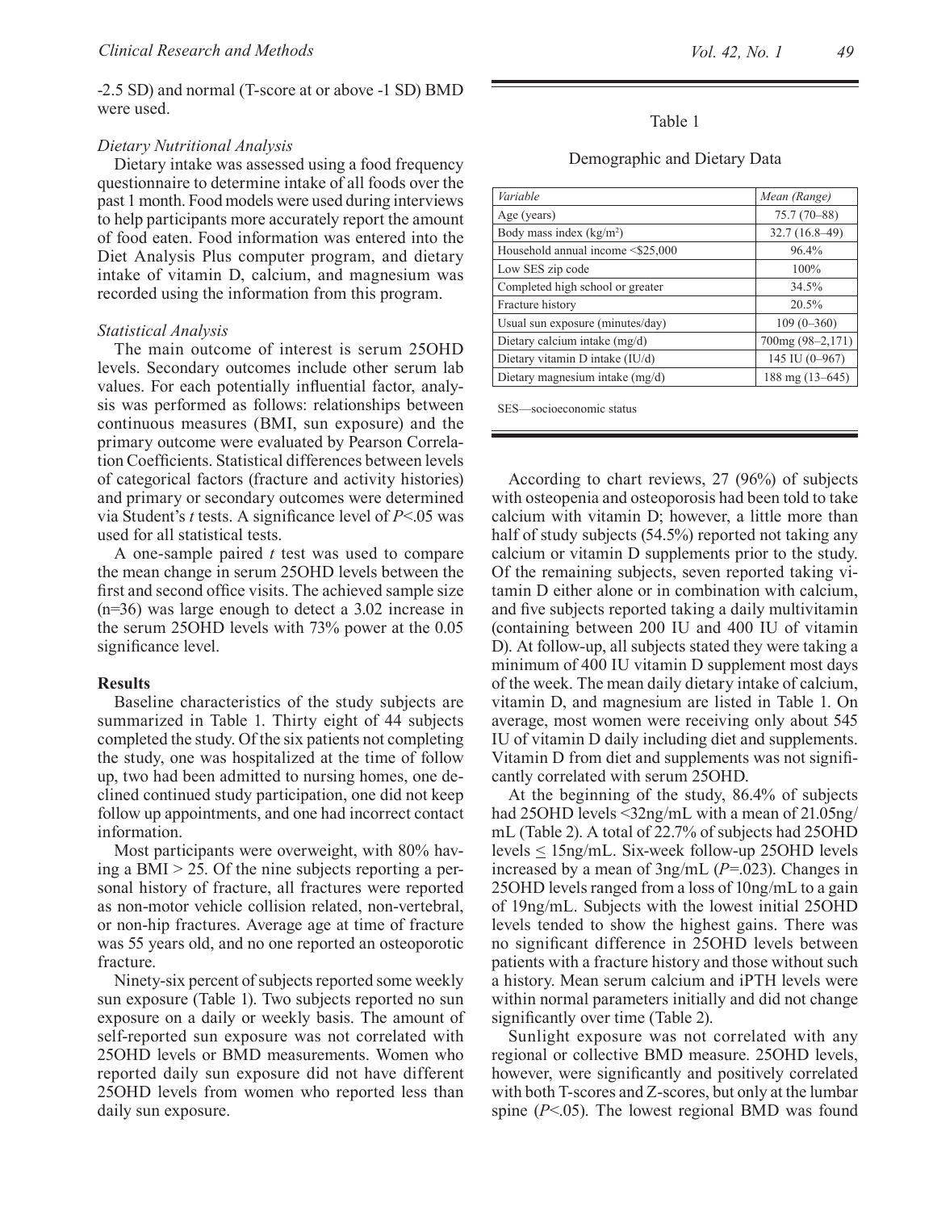-2.5 SD) and normal (T-score at or above -1 SD) BMD were used.

*Dietary Nutritional Analysis*

Dietary intake was assessed using a food frequency questionnaire to determine intake of all foods over the past 1 month. Food models were used during interviews to help participants more accurately report the amount of food eaten. Food information was entered into the Diet Analysis Plus computer program, and dietary intake of vitamin D, calcium, and magnesium was recorded using the information from this program.

*Statistical Analysis*

The main outcome of interest is serum 25OHD levels. Secondary outcomes include other serum lab values. For each potentially influential factor, analysis was performed as follows: relationships between continuous measures (BMI, sun exposure) and the primary outcome were evaluated by Pearson Correlation Coefficients. Statistical differences between levels of categorical factors (fracture and activity histories) and primary or secondary outcomes were determined via Student's *t* tests. A significance level of $P<.05$ was used for all statistical tests.

A one-sample paired *t* test was used to compare the mean change in serum 25OHD levels between the first and second office visits. The achieved sample size (n=36) was large enough to detect a 3.02 increase in the serum 25OHD levels with 73% power at the 0.05 significance level.

**Results**

Baseline characteristics of the study subjects are summarized in Table 1. Thirty eight of 44 subjects completed the study. Of the six patients not completing the study, one was hospitalized at the time of follow up, two had been admitted to nursing homes, one declined continued study participation, one did not keep follow up appointments, and one had incorrect contact information.

Most participants were overweight, with 80% having a BMI > 25. Of the nine subjects reporting a personal history of fracture, all fractures were reported as non-motor vehicle collision related, non-vertebral, or non-hip fractures. Average age at time of fracture was 55 years old, and no one reported an osteoporotic fracture.

Ninety-six percent of subjects reported some weekly sun exposure (Table 1). Two subjects reported no sun exposure on a daily or weekly basis. The amount of self-reported sun exposure was not correlated with 25OHD levels or BMD measurements. Women who reported daily sun exposure did not have different 25OHD levels from women who reported less than daily sun exposure.

Table 1

Demographic and Dietary Data

| *Variable* | *Mean (Range)* |
|---|---|
| Age (years) | 75.7 (70–88) |
| Body mass index (kg/m$^2$) | 32.7 (16.8–49) |
| Household annual income <$25,000 | 96.4% |
| Low SES zip code | 100% |
| Completed high school or greater | 34.5% |
| Fracture history | 20.5% |
| Usual sun exposure (minutes/day) | 109 (0–360) |
| Dietary calcium intake (mg/d) | 700mg (98–2,171) |
| Dietary vitamin D intake (IU/d) | 145 IU (0–967) |
| Dietary magnesium intake (mg/d) | 188 mg (13–645) |

SES—socioeconomic status

According to chart reviews, 27 (96%) of subjects with osteopenia and osteoporosis had been told to take calcium with vitamin D; however, a little more than half of study subjects (54.5%) reported not taking any calcium or vitamin D supplements prior to the study. Of the remaining subjects, seven reported taking vitamin D either alone or in combination with calcium, and five subjects reported taking a daily multivitamin (containing between 200 IU and 400 IU of vitamin D). At follow-up, all subjects stated they were taking a minimum of 400 IU vitamin D supplement most days of the week. The mean daily dietary intake of calcium, vitamin D, and magnesium are listed in Table 1. On average, most women were receiving only about 545 IU of vitamin D daily including diet and supplements. Vitamin D from diet and supplements was not significantly correlated with serum 25OHD.

At the beginning of the study, 86.4% of subjects had 25OHD levels <32ng/mL with a mean of 21.05ng/mL (Table 2). A total of 22.7% of subjects had 25OHD levels ≤ 15ng/mL. Six-week follow-up 25OHD levels increased by a mean of 3ng/mL ($P$=.023). Changes in 25OHD levels ranged from a loss of 10ng/mL to a gain of 19ng/mL. Subjects with the lowest initial 25OHD levels tended to show the highest gains. There was no significant difference in 25OHD levels between patients with a fracture history and those without such a history. Mean serum calcium and iPTH levels were within normal parameters initially and did not change significantly over time (Table 2).

Sunlight exposure was not correlated with any regional or collective BMD measure. 25OHD levels, however, were significantly and positively correlated with both T-scores and Z-scores, but only at the lumbar spine ($P<.05$). The lowest regional BMD was found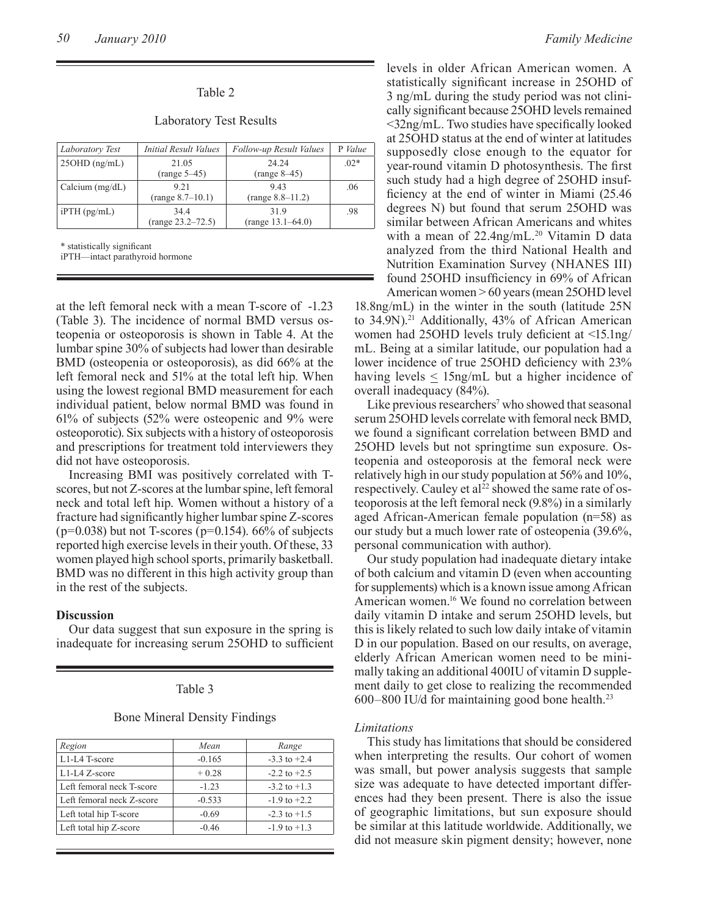Table 2

Laboratory Test Results

| *Laboratory Test* | *Initial Result Values* | *Follow-up Result Values* | P *Value* |
|---|---|---|---|
| 25OHD (ng/mL) | 21.05 (range 5–45) | 24.24 (range 8–45) | .02* |
| Calcium (mg/dL) | 9.21 (range 8.7–10.1) | 9.43 (range 8.8–11.2) | .06 |
| iPTH (pg/mL) | 34.4 (range 23.2–72.5) | 31.9 (range 13.1–64.0) | .98 |

* statistically significant
iPTH—intact parathyroid hormone

at the left femoral neck with a mean T-score of -1.23 (Table 3). The incidence of normal BMD versus osteopenia or osteoporosis is shown in Table 4. At the lumbar spine 30% of subjects had lower than desirable BMD (osteopenia or osteoporosis), as did 66% at the left femoral neck and 51% at the total left hip. When using the lowest regional BMD measurement for each individual patient, below normal BMD was found in 61% of subjects (52% were osteopenic and 9% were osteoporotic). Six subjects with a history of osteoporosis and prescriptions for treatment told interviewers they did not have osteoporosis.

Increasing BMI was positively correlated with T-scores, but not Z-scores at the lumbar spine, left femoral neck and total left hip. Women without a history of a fracture had significantly higher lumbar spine Z-scores ($p=0.038$) but not T-scores ($p=0.154$). 66% of subjects reported high exercise levels in their youth. Of these, 33 women played high school sports, primarily basketball. BMD was no different in this high activity group than in the rest of the subjects.

## Discussion

Our data suggest that sun exposure in the spring is inadequate for increasing serum 25OHD to sufficient levels in older African American women. A statistically significant increase in 25OHD of 3 ng/mL during the study period was not clinically significant because 25OHD levels remained <32ng/mL. Two studies have specifically looked at 25OHD status at the end of winter at latitudes supposedly close enough to the equator for year-round vitamin D photosynthesis. The first such study had a high degree of 25OHD insufficiency at the end of winter in Miami (25.46 degrees N) but found that serum 25OHD was similar between African Americans and whites with a mean of 22.4ng/mL.[20] Vitamin D data analyzed from the third National Health and Nutrition Examination Survey (NHANES III) found 25OHD insufficiency in 69% of African American women > 60 years (mean 25OHD level 18.8ng/mL) in the winter in the south (latitude 25N to 34.9N).[21] Additionally, 43% of African American women had 25OHD levels truly deficient at <15.1ng/mL. Being at a similar latitude, our population had a lower incidence of true 25OHD deficiency with 23% having levels ≤ 15ng/mL but a higher incidence of overall inadequacy (84%).

Like previous researchers[7] who showed that seasonal serum 25OHD levels correlate with femoral neck BMD, we found a significant correlation between BMD and 25OHD levels but not springtime sun exposure. Osteopenia and osteoporosis at the femoral neck were relatively high in our study population at 56% and 10%, respectively. Cauley et al[22] showed the same rate of osteoporosis at the left femoral neck (9.8%) in a similarly aged African-American female population (n=58) as our study but a much lower rate of osteopenia (39.6%, personal communication with author).

Our study population had inadequate dietary intake of both calcium and vitamin D (even when accounting for supplements) which is a known issue among African American women.[16] We found no correlation between daily vitamin D intake and serum 25OHD levels, but this is likely related to such low daily intake of vitamin D in our population. Based on our results, on average, elderly African American women need to be minimally taking an additional 400IU of vitamin D supplement daily to get close to realizing the recommended 600–800 IU/d for maintaining good bone health.[23]

### *Limitations*

This study has limitations that should be considered when interpreting the results. Our cohort of women was small, but power analysis suggests that sample size was adequate to have detected important differences had they been present. There is also the issue of geographic limitations, but sun exposure should be similar at this latitude worldwide. Additionally, we did not measure skin pigment density; however, none

Table 3

Bone Mineral Density Findings

| *Region* | *Mean* | *Range* |
|---|---|---|
| L1-L4 T-score | -0.165 | -3.3 to +2.4 |
| L1-L4 Z-score | + 0.28 | -2.2 to +2.5 |
| Left femoral neck T-score | -1.23 | -3.2 to +1.3 |
| Left femoral neck Z-score | -0.533 | -1.9 to +2.2 |
| Left total hip T-score | -0.69 | -2.3 to +1.5 |
| Left total hip Z-score | -0.46 | -1.9 to +1.3 |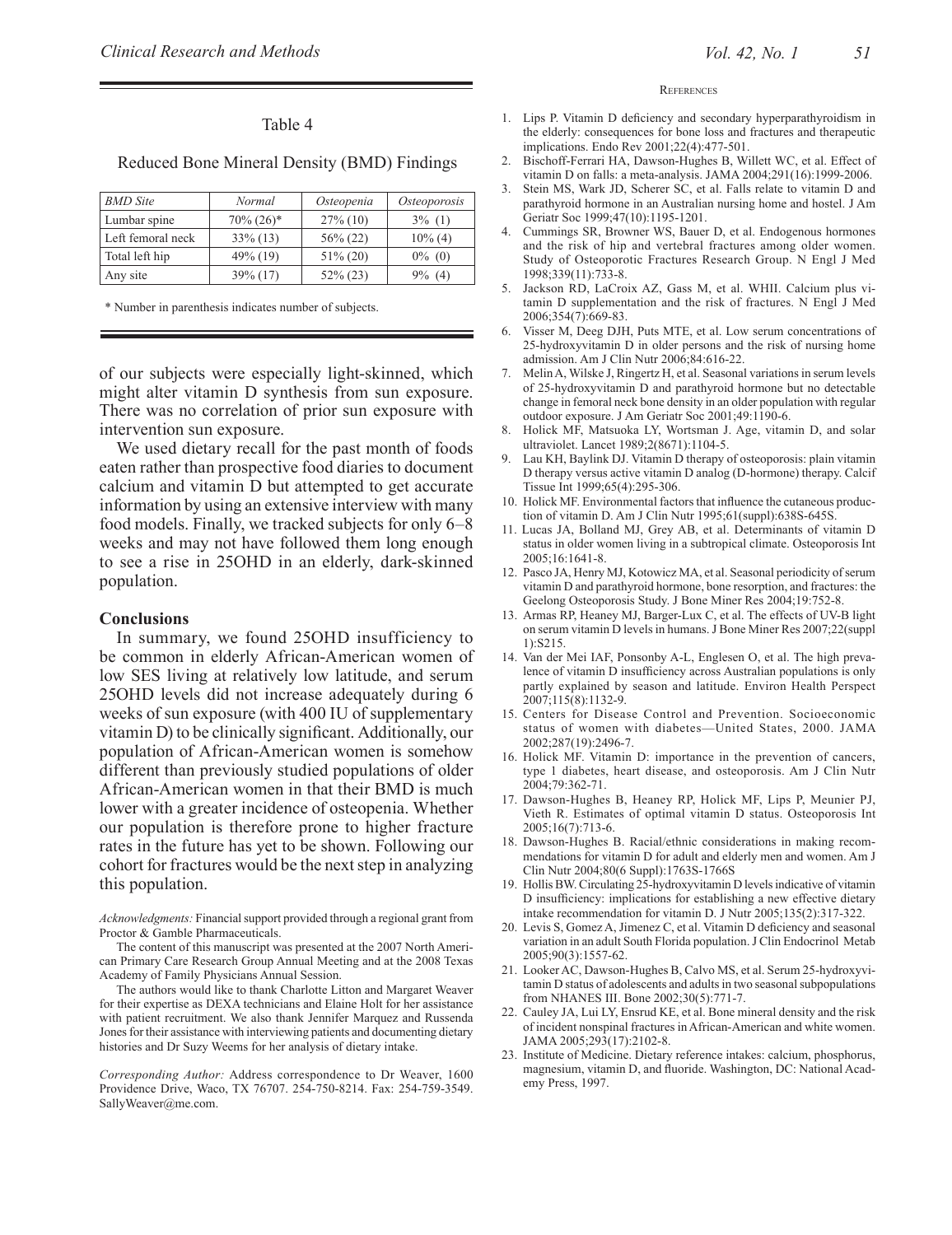Table 4

Reduced Bone Mineral Density (BMD) Findings

| *BMD Site* | *Normal* | *Osteopenia* | *Osteoporosis* |
|---|---|---|---|
| Lumbar spine | 70% (26)* | 27% (10) | 3% (1) |
| Left femoral neck | 33% (13) | 56% (22) | 10% (4) |
| Total left hip | 49% (19) | 51% (20) | 0% (0) |
| Any site | 39% (17) | 52% (23) | 9% (4) |

\* Number in parenthesis indicates number of subjects.

of our subjects were especially light-skinned, which might alter vitamin D synthesis from sun exposure. There was no correlation of prior sun exposure with intervention sun exposure.

We used dietary recall for the past month of foods eaten rather than prospective food diaries to document calcium and vitamin D but attempted to get accurate information by using an extensive interview with many food models. Finally, we tracked subjects for only 6–8 weeks and may not have followed them long enough to see a rise in 25OHD in an elderly, dark-skinned population.

## Conclusions

In summary, we found 25OHD insufficiency to be common in elderly African-American women of low SES living at relatively low latitude, and serum 25OHD levels did not increase adequately during 6 weeks of sun exposure (with 400 IU of supplementary vitamin D) to be clinically significant. Additionally, our population of African-American women is somehow different than previously studied populations of older African-American women in that their BMD is much lower with a greater incidence of osteopenia. Whether our population is therefore prone to higher fracture rates in the future has yet to be shown. Following our cohort for fractures would be the next step in analyzing this population.

*Acknowledgments:* Financial support provided through a regional grant from Proctor & Gamble Pharmaceuticals.

The content of this manuscript was presented at the 2007 North American Primary Care Research Group Annual Meeting and at the 2008 Texas Academy of Family Physicians Annual Session.

The authors would like to thank Charlotte Litton and Margaret Weaver for their expertise as DEXA technicians and Elaine Holt for her assistance with patient recruitment. We also thank Jennifer Marquez and Russenda Jones for their assistance with interviewing patients and documenting dietary histories and Dr Suzy Weems for her analysis of dietary intake.

*Corresponding Author:* Address correspondence to Dr Weaver, 1600 Providence Drive, Waco, TX 76707. 254-750-8214. Fax: 254-759-3549. SallyWeaver@me.com.

## References

1. Lips P. Vitamin D deficiency and secondary hyperparathyroidism in the elderly: consequences for bone loss and fractures and therapeutic implications. Endo Rev 2001;22(4):477-501.
2. Bischoff-Ferrari HA, Dawson-Hughes B, Willett WC, et al. Effect of vitamin D on falls: a meta-analysis. JAMA 2004;291(16):1999-2006.
3. Stein MS, Wark JD, Scherer SC, et al. Falls relate to vitamin D and parathyroid hormone in an Australian nursing home and hostel. J Am Geriatr Soc 1999;47(10):1195-1201.
4. Cummings SR, Browner WS, Bauer D, et al. Endogenous hormones and the risk of hip and vertebral fractures among older women. Study of Osteoporotic Fractures Research Group. N Engl J Med 1998;339(11):733-8.
5. Jackson RD, LaCroix AZ, Gass M, et al. WHII. Calcium plus vitamin D supplementation and the risk of fractures. N Engl J Med 2006;354(7):669-83.
6. Visser M, Deeg DJH, Puts MTE, et al. Low serum concentrations of 25-hydroxyvitamin D in older persons and the risk of nursing home admission. Am J Clin Nutr 2006;84:616-22.
7. Melin A, Wilske J, Ringertz H, et al. Seasonal variations in serum levels of 25-hydroxyvitamin D and parathyroid hormone but no detectable change in femoral neck bone density in an older population with regular outdoor exposure. J Am Geriatr Soc 2001;49:1190-6.
8. Holick MF, Matsuoka LY, Wortsman J. Age, vitamin D, and solar ultraviolet. Lancet 1989;2(8671):1104-5.
9. Lau KH, Baylink DJ. Vitamin D therapy of osteoporosis: plain vitamin D therapy versus active vitamin D analog (D-hormone) therapy. Calcif Tissue Int 1999;65(4):295-306.
10. Holick MF. Environmental factors that influence the cutaneous production of vitamin D. Am J Clin Nutr 1995;61(suppl):638S-645S.
11. Lucas JA, Bolland MJ, Grey AB, et al. Determinants of vitamin D status in older women living in a subtropical climate. Osteoporosis Int 2005;16:1641-8.
12. Pasco JA, Henry MJ, Kotowicz MA, et al. Seasonal periodicity of serum vitamin D and parathyroid hormone, bone resorption, and fractures: the Geelong Osteoporosis Study. J Bone Miner Res 2004;19:752-8.
13. Armas RP, Heaney MJ, Barger-Lux C, et al. The effects of UV-B light on serum vitamin D levels in humans. J Bone Miner Res 2007;22(suppl 1):S215.
14. Van der Mei IAF, Ponsonby A-L, Englesen O, et al. The high prevalence of vitamin D insufficiency across Australian populations is only partly explained by season and latitude. Environ Health Perspect 2007;115(8):1132-9.
15. Centers for Disease Control and Prevention. Socioeconomic status of women with diabetes—United States, 2000. JAMA 2002;287(19):2496-7.
16. Holick MF. Vitamin D: importance in the prevention of cancers, type 1 diabetes, heart disease, and osteoporosis. Am J Clin Nutr 2004;79:362-71.
17. Dawson-Hughes B, Heaney RP, Holick MF, Lips P, Meunier PJ, Vieth R. Estimates of optimal vitamin D status. Osteoporosis Int 2005;16(7):713-6.
18. Dawson-Hughes B. Racial/ethnic considerations in making recommendations for vitamin D for adult and elderly men and women. Am J Clin Nutr 2004;80(6 Suppl):1763S-1766S
19. Hollis BW. Circulating 25-hydroxyvitamin D levels indicative of vitamin D insufficiency: implications for establishing a new effective dietary intake recommendation for vitamin D. J Nutr 2005;135(2):317-322.
20. Levis S, Gomez A, Jimenez C, et al. Vitamin D deficiency and seasonal variation in an adult South Florida population. J Clin Endocrinol Metab 2005;90(3):1557-62.
21. Looker AC, Dawson-Hughes B, Calvo MS, et al. Serum 25-hydroxyvitamin D status of adolescents and adults in two seasonal subpopulations from NHANES III. Bone 2002;30(5):771-7.
22. Cauley JA, Lui LY, Ensrud KE, et al. Bone mineral density and the risk of incident nonspinal fractures in African-American and white women. JAMA 2005;293(17):2102-8.
23. Institute of Medicine. Dietary reference intakes: calcium, phosphorus, magnesium, vitamin D, and fluoride. Washington, DC: National Academy Press, 1997.